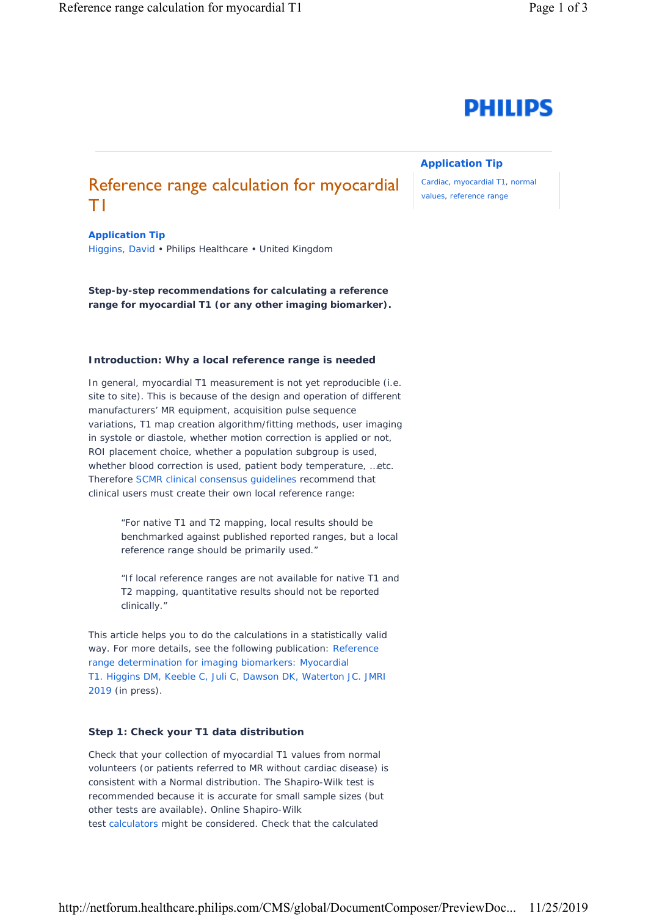PHILIPS

**Application Tip**

Cardiac, myocardial T1, normal values, reference range

# Reference range calculation for myocardial T1

**Application Tip**
Higgins, David • Philips Healthcare • United Kingdom

**Step-by-step recommendations for calculating a reference range for myocardial T1 (or any other imaging biomarker).**

### Introduction: Why a local reference range is needed

In general, myocardial T1 measurement is not yet reproducible (i.e. site to site). This is because of the design and operation of different manufacturers' MR equipment, acquisition pulse sequence variations, T1 map creation algorithm/fitting methods, user imaging in systole or diastole, whether motion correction is applied or not, ROI placement choice, whether a population subgroup is used, whether blood correction is used, patient body temperature, ...etc. Therefore SCMR clinical consensus guidelines recommend that clinical users must create their own local reference range:

> "For native T1 and T2 mapping, local results should be benchmarked against published reported ranges, but a local reference range should be primarily used."
>
> "If local reference ranges are not available for native T1 and T2 mapping, quantitative results should not be reported clinically."

This article helps you to do the calculations in a statistically valid way. For more details, see the following publication: Reference range determination for imaging biomarkers: Myocardial T1. Higgins DM, Keeble C, Juli C, Dawson DK, Waterton JC. JMRI 2019 (in press).

### Step 1: Check your T1 data distribution

Check that your collection of myocardial T1 values from normal volunteers (or patients referred to MR without cardiac disease) is consistent with a Normal distribution. The Shapiro-Wilk test is recommended because it is accurate for small sample sizes (but other tests are available). Online Shapiro-Wilk test calculators might be considered. Check that the calculated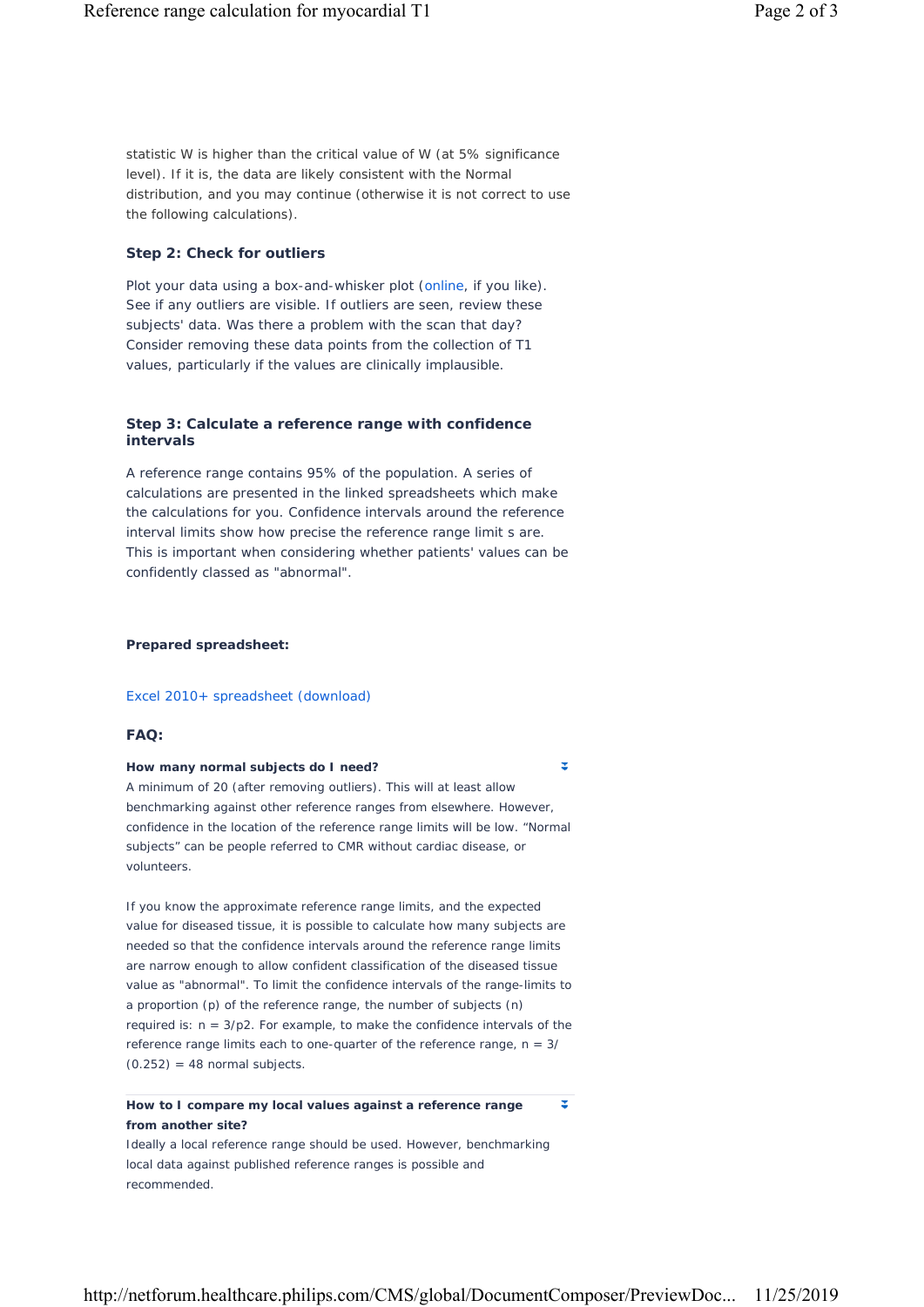statistic W is higher than the critical value of W (at 5% significance level). If it is, the data are likely consistent with the Normal distribution, and you may continue (otherwise it is not correct to use the following calculations).

### Step 2: Check for outliers

Plot your data using a box-and-whisker plot (online, if you like). See if any outliers are visible. If outliers are seen, review these subjects' data. Was there a problem with the scan that day? Consider removing these data points from the collection of T1 values, particularly if the values are clinically implausible.

### Step 3: Calculate a reference range with confidence intervals

A reference range contains 95% of the population. A series of calculations are presented in the linked spreadsheets which make the calculations for you. Confidence intervals around the reference interval limits show how precise the reference range limit s are. This is important when considering whether patients' values can be confidently classed as "abnormal".

**Prepared spreadsheet:**

Excel 2010+ spreadsheet (download)

### FAQ:

**How many normal subjects do I need?**

A minimum of 20 (after removing outliers). This will at least allow benchmarking against other reference ranges from elsewhere. However, confidence in the location of the reference range limits will be low. “Normal subjects” can be people referred to CMR without cardiac disease, or volunteers.

If you know the approximate reference range limits, and the expected value for diseased tissue, it is possible to calculate how many subjects are needed so that the confidence intervals around the reference range limits are narrow enough to allow confident classification of the diseased tissue value as "abnormal". To limit the confidence intervals of the range-limits to a proportion (p) of the reference range, the number of subjects (n) required is: $n = 3/p2$. For example, to make the confidence intervals of the reference range limits each to one-quarter of the reference range, $n = 3/(0.252) = 48$ normal subjects.

**How to I compare my local values against a reference range from another site?**

Ideally a local reference range should be used. However, benchmarking local data against published reference ranges is possible and recommended.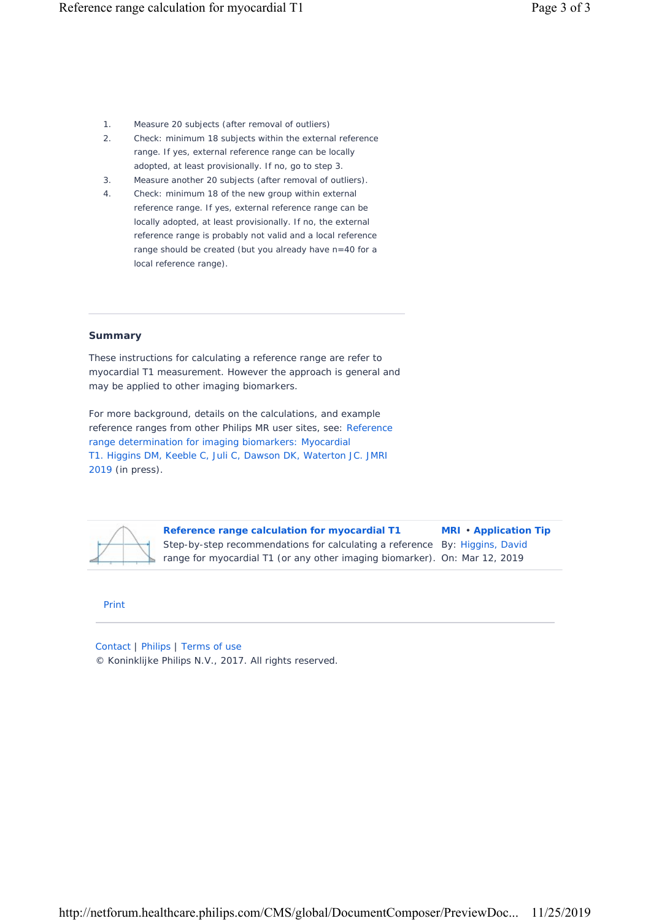1. Measure 20 subjects (after removal of outliers)
2. Check: minimum 18 subjects within the external reference range. If yes, external reference range can be locally adopted, at least provisionally. If no, go to step 3.
3. Measure another 20 subjects (after removal of outliers).
4. Check: minimum 18 of the new group within external reference range. If yes, external reference range can be locally adopted, at least provisionally. If no, the external reference range is probably not valid and a local reference range should be created (but you already have n=40 for a local reference range).

---

### Summary

These instructions for calculating a reference range are refer to myocardial T1 measurement. However the approach is general and may be applied to other imaging biomarkers.

For more background, details on the calculations, and example reference ranges from other Philips MR user sites, see: Reference range determination for imaging biomarkers: Myocardial T1. Higgins DM, Keeble C, Juli C, Dawson DK, Waterton JC. JMRI 2019 (in press).

---

**Reference range calculation for myocardial T1**
Step-by-step recommendations for calculating a reference range for myocardial T1 (or any other imaging biomarker).

**MRI** • **Application Tip**
By: Higgins, David
On: Mar 12, 2019

Print

---

Contact | Philips | Terms of use
© Koninklijke Philips N.V., 2017. All rights reserved.